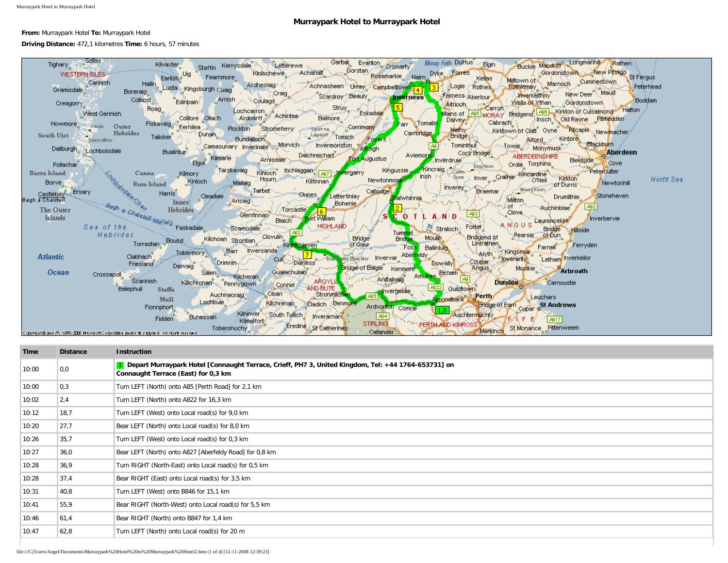# Murraypark Hotel to Murraypark Hotel

**From:** Murraypark Hotel **To:** Murraypark Hotel

**Driving Distance:** 472,1 kilometres **Time:** 6 hours, 57 minutes

| Time | Distance | Instruction |
|---|---|---|
| 10:00 | 0,0 | 1 **Depart Murraypark Hotel [Connaught Terrace, Crieff, PH7 3, United Kingdom, Tel: +44 1764-653731] on Connaught Terrace (East) for 0,3 km** |
| 10:00 | 0,3 | Turn LEFT (North) onto A85 [Perth Road] for 2,1 km |
| 10:02 | 2,4 | Turn LEFT (North) onto A822 for 16,3 km |
| 10:12 | 18,7 | Turn LEFT (West) onto Local road(s) for 9,0 km |
| 10:20 | 27,7 | Bear LEFT (North) onto Local road(s) for 8,0 km |
| 10:26 | 35,7 | Turn LEFT (West) onto Local road(s) for 0,3 km |
| 10:27 | 36,0 | Bear LEFT (North) onto A827 [Aberfeldy Road] for 0,8 km |
| 10:28 | 36,9 | Turn RIGHT (North-East) onto Local road(s) for 0,5 km |
| 10:28 | 37,4 | Bear RIGHT (East) onto Local road(s) for 3,5 km |
| 10:31 | 40,8 | Turn LEFT (West) onto B846 for 15,1 km |
| 10:41 | 55,9 | Bear RIGHT (North-West) onto Local road(s) for 5,5 km |
| 10:46 | 61,4 | Bear RIGHT (North) onto B847 for 1,4 km |
| 10:47 | 62,8 | Turn LEFT (North) onto Local road(s) for 20 m |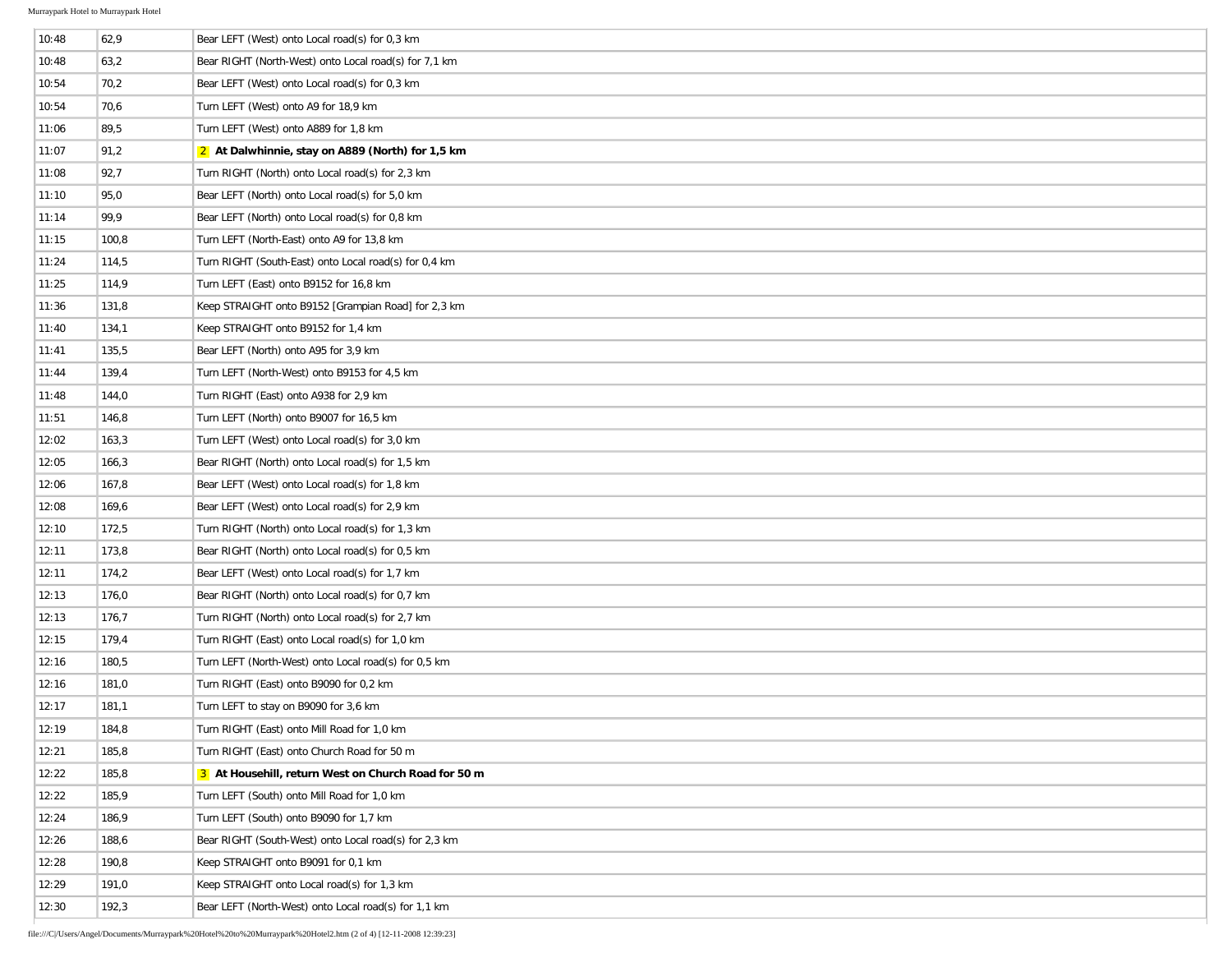| | | |
|---|---|---|
| 10:48 | 62,9 | Bear LEFT (West) onto Local road(s) for 0,3 km |
| 10:48 | 63,2 | Bear RIGHT (North-West) onto Local road(s) for 7,1 km |
| 10:54 | 70,2 | Bear LEFT (West) onto Local road(s) for 0,3 km |
| 10:54 | 70,6 | Turn LEFT (West) onto A9 for 18,9 km |
| 11:06 | 89,5 | Turn LEFT (West) onto A889 for 1,8 km |
| 11:07 | 91,2 | **2 At Dalwhinnie, stay on A889 (North) for 1,5 km** |
| 11:08 | 92,7 | Turn RIGHT (North) onto Local road(s) for 2,3 km |
| 11:10 | 95,0 | Bear LEFT (North) onto Local road(s) for 5,0 km |
| 11:14 | 99,9 | Bear LEFT (North) onto Local road(s) for 0,8 km |
| 11:15 | 100,8 | Turn LEFT (North-East) onto A9 for 13,8 km |
| 11:24 | 114,5 | Turn RIGHT (South-East) onto Local road(s) for 0,4 km |
| 11:25 | 114,9 | Turn LEFT (East) onto B9152 for 16,8 km |
| 11:36 | 131,8 | Keep STRAIGHT onto B9152 [Grampian Road] for 2,3 km |
| 11:40 | 134,1 | Keep STRAIGHT onto B9152 for 1,4 km |
| 11:41 | 135,5 | Bear LEFT (North) onto A95 for 3,9 km |
| 11:44 | 139,4 | Turn LEFT (North-West) onto B9153 for 4,5 km |
| 11:48 | 144,0 | Turn RIGHT (East) onto A938 for 2,9 km |
| 11:51 | 146,8 | Turn LEFT (North) onto B9007 for 16,5 km |
| 12:02 | 163,3 | Turn LEFT (West) onto Local road(s) for 3,0 km |
| 12:05 | 166,3 | Bear RIGHT (North) onto Local road(s) for 1,5 km |
| 12:06 | 167,8 | Bear LEFT (West) onto Local road(s) for 1,8 km |
| 12:08 | 169,6 | Bear LEFT (West) onto Local road(s) for 2,9 km |
| 12:10 | 172,5 | Turn RIGHT (North) onto Local road(s) for 1,3 km |
| 12:11 | 173,8 | Bear RIGHT (North) onto Local road(s) for 0,5 km |
| 12:11 | 174,2 | Bear LEFT (West) onto Local road(s) for 1,7 km |
| 12:13 | 176,0 | Bear RIGHT (North) onto Local road(s) for 0,7 km |
| 12:13 | 176,7 | Turn RIGHT (North) onto Local road(s) for 2,7 km |
| 12:15 | 179,4 | Turn RIGHT (East) onto Local road(s) for 1,0 km |
| 12:16 | 180,5 | Turn LEFT (North-West) onto Local road(s) for 0,5 km |
| 12:16 | 181,0 | Turn RIGHT (East) onto B9090 for 0,2 km |
| 12:17 | 181,1 | Turn LEFT to stay on B9090 for 3,6 km |
| 12:19 | 184,8 | Turn RIGHT (East) onto Mill Road for 1,0 km |
| 12:21 | 185,8 | Turn RIGHT (East) onto Church Road for 50 m |
| 12:22 | 185,8 | **3 At Househill, return West on Church Road for 50 m** |
| 12:22 | 185,9 | Turn LEFT (South) onto Mill Road for 1,0 km |
| 12:24 | 186,9 | Turn LEFT (South) onto B9090 for 1,7 km |
| 12:26 | 188,6 | Bear RIGHT (South-West) onto Local road(s) for 2,3 km |
| 12:28 | 190,8 | Keep STRAIGHT onto B9091 for 0,1 km |
| 12:29 | 191,0 | Keep STRAIGHT onto Local road(s) for 1,3 km |
| 12:30 | 192,3 | Bear LEFT (North-West) onto Local road(s) for 1,1 km |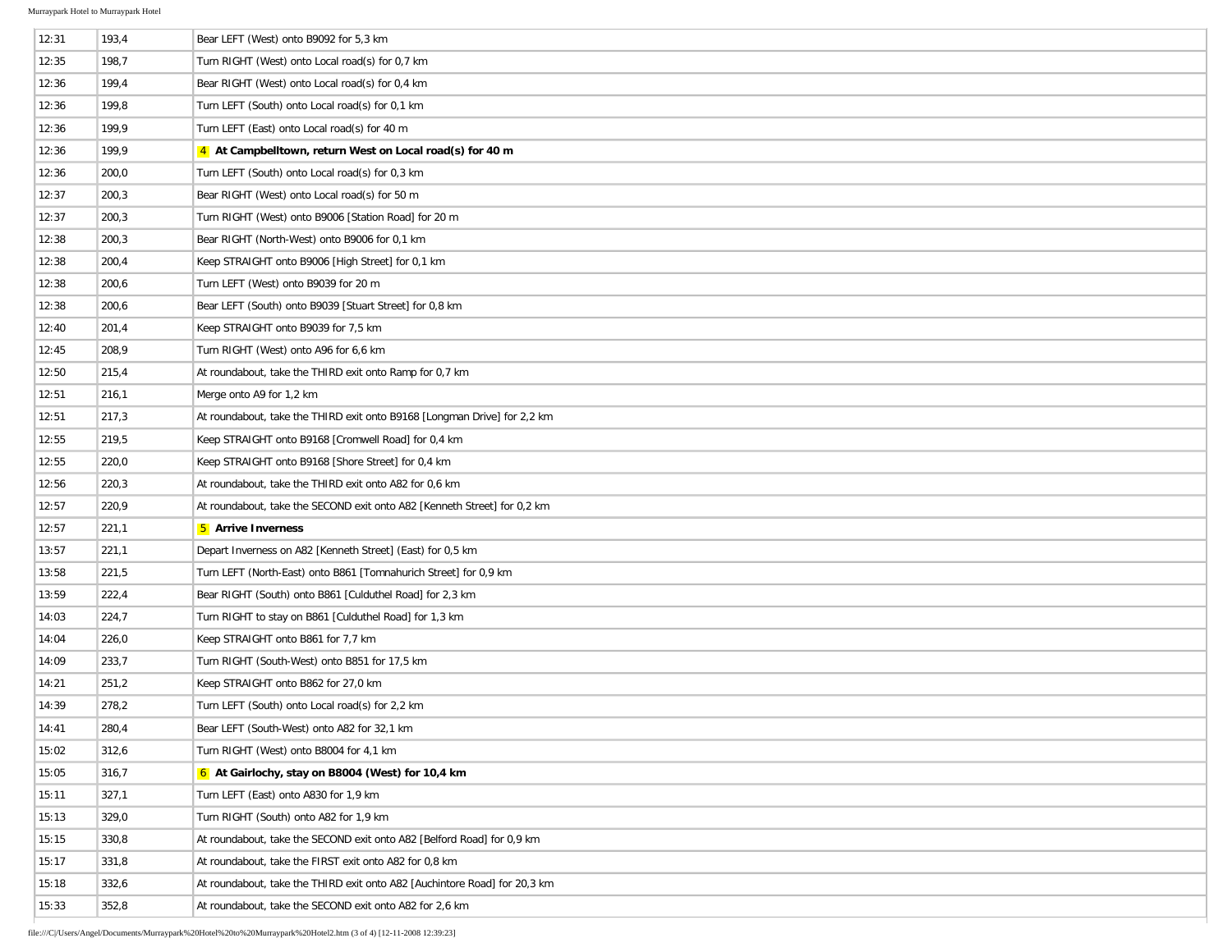| | | |
|---|---|---|
| 12:31 | 193,4 | Bear LEFT (West) onto B9092 for 5,3 km |
| 12:35 | 198,7 | Turn RIGHT (West) onto Local road(s) for 0,7 km |
| 12:36 | 199,4 | Bear RIGHT (West) onto Local road(s) for 0,4 km |
| 12:36 | 199,8 | Turn LEFT (South) onto Local road(s) for 0,1 km |
| 12:36 | 199,9 | Turn LEFT (East) onto Local road(s) for 40 m |
| 12:36 | 199,9 | **4 At Campbelltown, return West on Local road(s) for 40 m** |
| 12:36 | 200,0 | Turn LEFT (South) onto Local road(s) for 0,3 km |
| 12:37 | 200,3 | Bear RIGHT (West) onto Local road(s) for 50 m |
| 12:37 | 200,3 | Turn RIGHT (West) onto B9006 [Station Road] for 20 m |
| 12:38 | 200,3 | Bear RIGHT (North-West) onto B9006 for 0,1 km |
| 12:38 | 200,4 | Keep STRAIGHT onto B9006 [High Street] for 0,1 km |
| 12:38 | 200,6 | Turn LEFT (West) onto B9039 for 20 m |
| 12:38 | 200,6 | Bear LEFT (South) onto B9039 [Stuart Street] for 0,8 km |
| 12:40 | 201,4 | Keep STRAIGHT onto B9039 for 7,5 km |
| 12:45 | 208,9 | Turn RIGHT (West) onto A96 for 6,6 km |
| 12:50 | 215,4 | At roundabout, take the THIRD exit onto Ramp for 0,7 km |
| 12:51 | 216,1 | Merge onto A9 for 1,2 km |
| 12:51 | 217,3 | At roundabout, take the THIRD exit onto B9168 [Longman Drive] for 2,2 km |
| 12:55 | 219,5 | Keep STRAIGHT onto B9168 [Cromwell Road] for 0,4 km |
| 12:55 | 220,0 | Keep STRAIGHT onto B9168 [Shore Street] for 0,4 km |
| 12:56 | 220,3 | At roundabout, take the THIRD exit onto A82 for 0,6 km |
| 12:57 | 220,9 | At roundabout, take the SECOND exit onto A82 [Kenneth Street] for 0,2 km |
| 12:57 | 221,1 | **5 Arrive Inverness** |
| 13:57 | 221,1 | Depart Inverness on A82 [Kenneth Street] (East) for 0,5 km |
| 13:58 | 221,5 | Turn LEFT (North-East) onto B861 [Tomnahurich Street] for 0,9 km |
| 13:59 | 222,4 | Bear RIGHT (South) onto B861 [Culduthel Road] for 2,3 km |
| 14:03 | 224,7 | Turn RIGHT to stay on B861 [Culduthel Road] for 1,3 km |
| 14:04 | 226,0 | Keep STRAIGHT onto B861 for 7,7 km |
| 14:09 | 233,7 | Turn RIGHT (South-West) onto B851 for 17,5 km |
| 14:21 | 251,2 | Keep STRAIGHT onto B862 for 27,0 km |
| 14:39 | 278,2 | Turn LEFT (South) onto Local road(s) for 2,2 km |
| 14:41 | 280,4 | Bear LEFT (South-West) onto A82 for 32,1 km |
| 15:02 | 312,6 | Turn RIGHT (West) onto B8004 for 4,1 km |
| 15:05 | 316,7 | **6 At Gairlochy, stay on B8004 (West) for 10,4 km** |
| 15:11 | 327,1 | Turn LEFT (East) onto A830 for 1,9 km |
| 15:13 | 329,0 | Turn RIGHT (South) onto A82 for 1,9 km |
| 15:15 | 330,8 | At roundabout, take the SECOND exit onto A82 [Belford Road] for 0,9 km |
| 15:17 | 331,8 | At roundabout, take the FIRST exit onto A82 for 0,8 km |
| 15:18 | 332,6 | At roundabout, take the THIRD exit onto A82 [Auchintore Road] for 20,3 km |
| 15:33 | 352,8 | At roundabout, take the SECOND exit onto A82 for 2,6 km |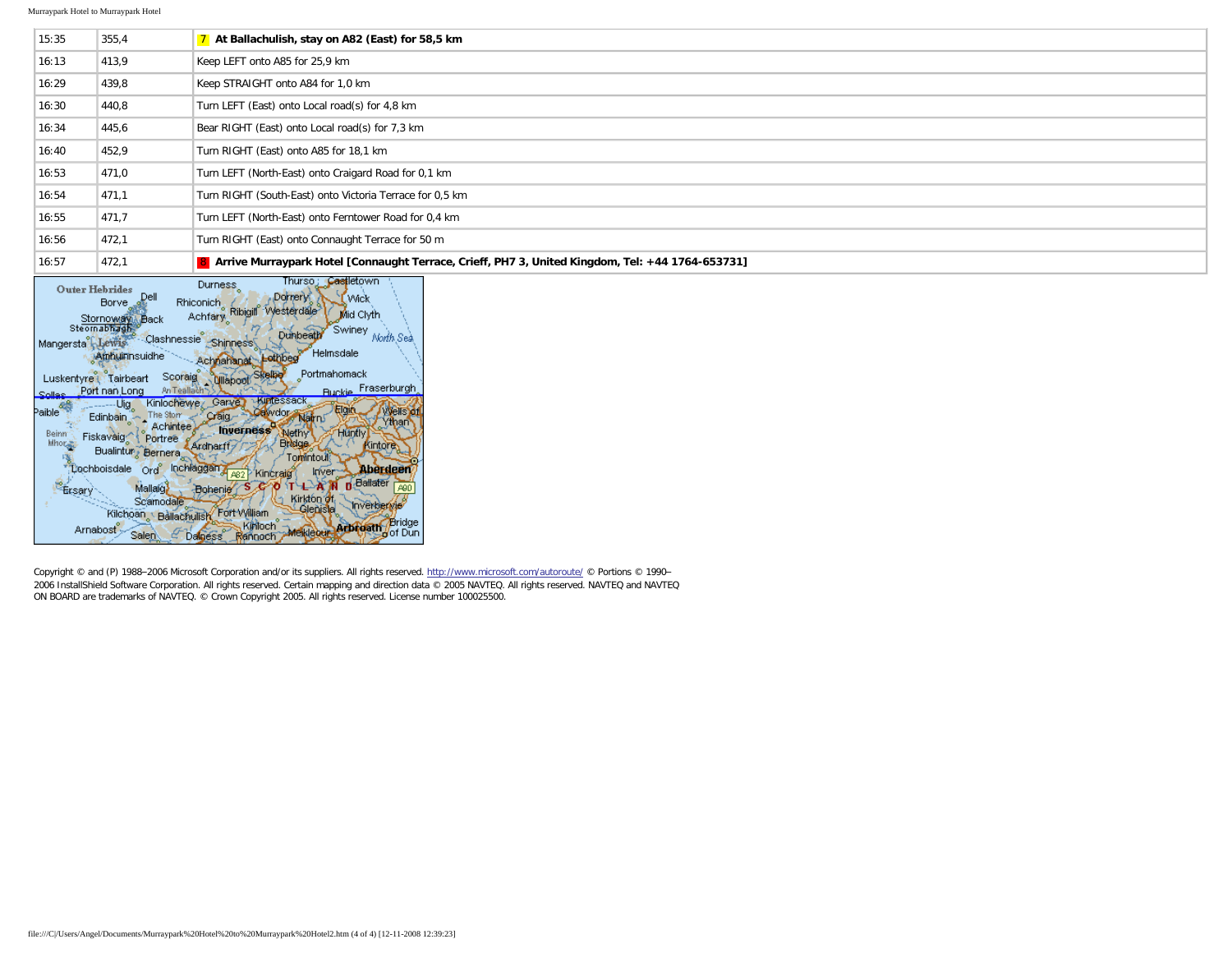| | | |
|---|---|---|
| 15:35 | 355,4 | 7 **At Ballachulish, stay on A82 (East) for 58,5 km** |
| 16:13 | 413,9 | Keep LEFT onto A85 for 25,9 km |
| 16:29 | 439,8 | Keep STRAIGHT onto A84 for 1,0 km |
| 16:30 | 440,8 | Turn LEFT (East) onto Local road(s) for 4,8 km |
| 16:34 | 445,6 | Bear RIGHT (East) onto Local road(s) for 7,3 km |
| 16:40 | 452,9 | Turn RIGHT (East) onto A85 for 18,1 km |
| 16:53 | 471,0 | Turn LEFT (North-East) onto Craigard Road for 0,1 km |
| 16:54 | 471,1 | Turn RIGHT (South-East) onto Victoria Terrace for 0,5 km |
| 16:55 | 471,7 | Turn LEFT (North-East) onto Ferntower Road for 0,4 km |
| 16:56 | 472,1 | Turn RIGHT (East) onto Connaught Terrace for 50 m |
| 16:57 | 472,1 | 8 **Arrive Murraypark Hotel [Connaught Terrace, Crieff, PH7 3, United Kingdom, Tel: +44 1764-653731]** |

Copyright © and (P) 1988–2006 Microsoft Corporation and/or its suppliers. All rights reserved. http://www.microsoft.com/autoroute/ © Portions © 1990–2006 InstallShield Software Corporation. All rights reserved. Certain mapping and direction data © 2005 NAVTEQ. All rights reserved. NAVTEQ and NAVTEQ ON BOARD are trademarks of NAVTEQ. © Crown Copyright 2005. All rights reserved. License number 100025500.